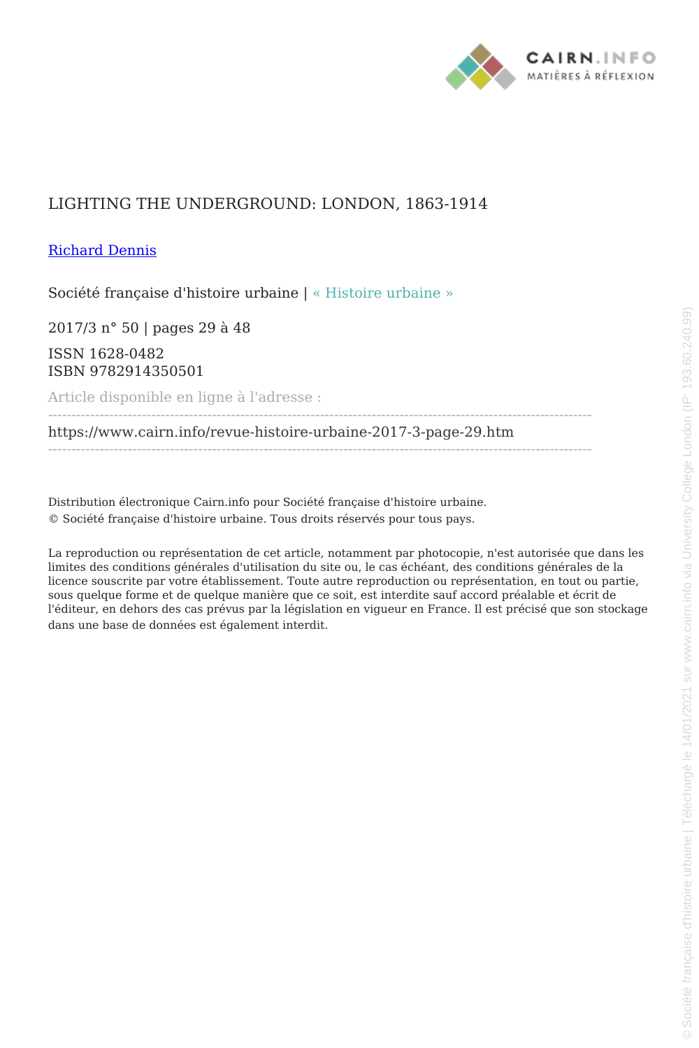# LIGHTING THE UNDERGROUND: LONDON, 1863-1914

Richard Dennis

Société française d'histoire urbaine | « Histoire urbaine »

2017/3 n° 50 | pages 29 à 48

ISSN 1628-0482
ISBN 9782914350501

Article disponible en ligne à l'adresse :

https://www.cairn.info/revue-histoire-urbaine-2017-3-page-29.htm

Distribution électronique Cairn.info pour Société française d'histoire urbaine.
© Société française d'histoire urbaine. Tous droits réservés pour tous pays.

La reproduction ou représentation de cet article, notamment par photocopie, n'est autorisée que dans les limites des conditions générales d'utilisation du site ou, le cas échéant, des conditions générales de la licence souscrite par votre établissement. Toute autre reproduction ou représentation, en tout ou partie, sous quelque forme et de quelque manière que ce soit, est interdite sauf accord préalable et écrit de l'éditeur, en dehors des cas prévus par la législation en vigueur en France. Il est précisé que son stockage dans une base de données est également interdit.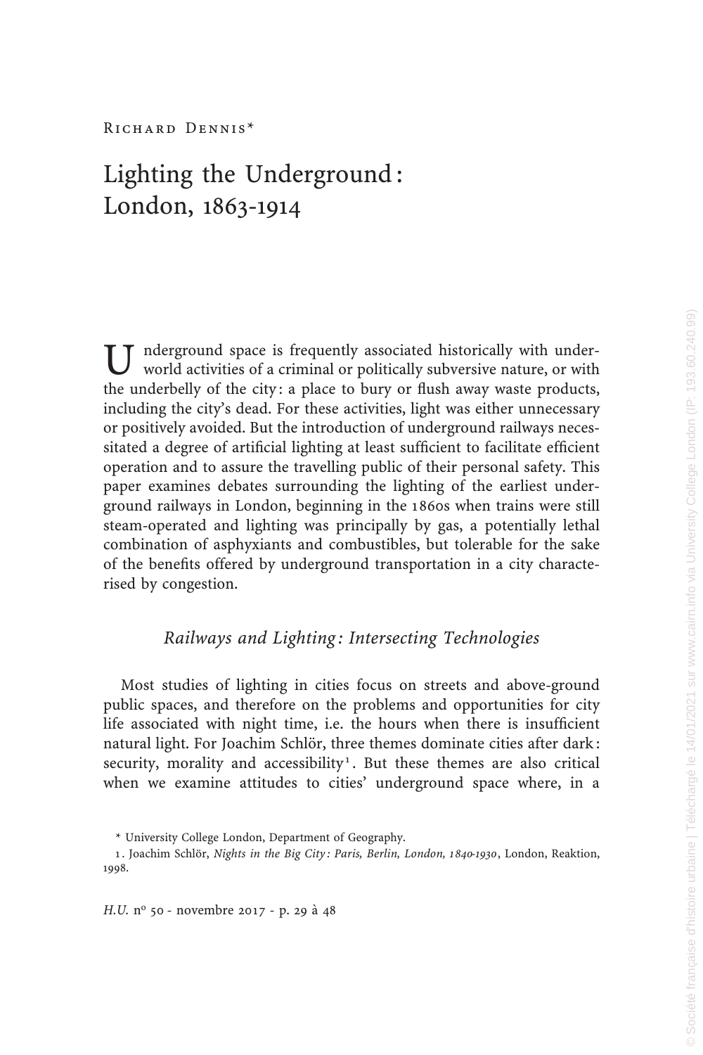Richard Dennis*

# Lighting the Underground : London, 1863-1914

Underground space is frequently associated historically with underworld activities of a criminal or politically subversive nature, or with the underbelly of the city : a place to bury or flush away waste products, including the city's dead. For these activities, light was either unnecessary or positively avoided. But the introduction of underground railways necessitated a degree of artificial lighting at least sufficient to facilitate efficient operation and to assure the travelling public of their personal safety. This paper examines debates surrounding the lighting of the earliest underground railways in London, beginning in the 1860s when trains were still steam-operated and lighting was principally by gas, a potentially lethal combination of asphyxiants and combustibles, but tolerable for the sake of the benefits offered by underground transportation in a city characterised by congestion.

## *Railways and Lighting : Intersecting Technologies*

Most studies of lighting in cities focus on streets and above-ground public spaces, and therefore on the problems and opportunities for city life associated with night time, i.e. the hours when there is insufficient natural light. For Joachim Schlör, three themes dominate cities after dark : security, morality and accessibility[1]. But these themes are also critical when we examine attitudes to cities' underground space where, in a

\* University College London, Department of Geography.

1. Joachim Schlör, *Nights in the Big City : Paris, Berlin, London, 1840-1930*, London, Reaktion, 1998.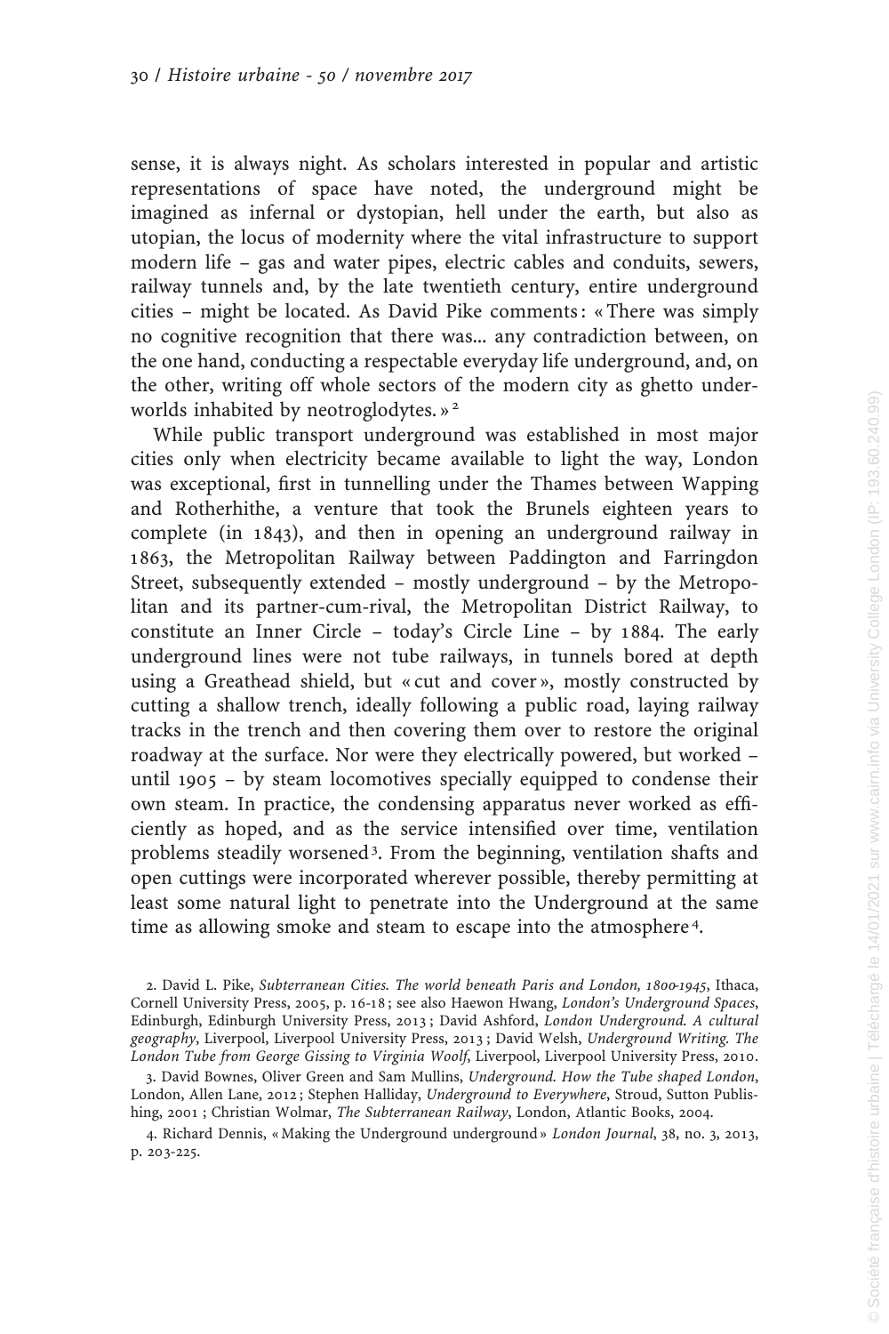sense, it is always night. As scholars interested in popular and artistic representations of space have noted, the underground might be imagined as infernal or dystopian, hell under the earth, but also as utopian, the locus of modernity where the vital infrastructure to support modern life – gas and water pipes, electric cables and conduits, sewers, railway tunnels and, by the late twentieth century, entire underground cities – might be located. As David Pike comments : « There was simply no cognitive recognition that there was... any contradiction between, on the one hand, conducting a respectable everyday life underground, and, on the other, writing off whole sectors of the modern city as ghetto underworlds inhabited by neotroglodytes. »[2]

While public transport underground was established in most major cities only when electricity became available to light the way, London was exceptional, first in tunnelling under the Thames between Wapping and Rotherhithe, a venture that took the Brunels eighteen years to complete (in 1843), and then in opening an underground railway in 1863, the Metropolitan Railway between Paddington and Farringdon Street, subsequently extended – mostly underground – by the Metropolitan and its partner-cum-rival, the Metropolitan District Railway, to constitute an Inner Circle – today's Circle Line – by 1884. The early underground lines were not tube railways, in tunnels bored at depth using a Greathead shield, but « cut and cover », mostly constructed by cutting a shallow trench, ideally following a public road, laying railway tracks in the trench and then covering them over to restore the original roadway at the surface. Nor were they electrically powered, but worked – until 1905 – by steam locomotives specially equipped to condense their own steam. In practice, the condensing apparatus never worked as efficiently as hoped, and as the service intensified over time, ventilation problems steadily worsened[3]. From the beginning, ventilation shafts and open cuttings were incorporated wherever possible, thereby permitting at least some natural light to penetrate into the Underground at the same time as allowing smoke and steam to escape into the atmosphere[4].

2. David L. Pike, *Subterranean Cities. The world beneath Paris and London, 1800-1945*, Ithaca, Cornell University Press, 2005, p. 16-18 ; see also Haewon Hwang, *London's Underground Spaces*, Edinburgh, Edinburgh University Press, 2013 ; David Ashford, *London Underground. A cultural geography*, Liverpool, Liverpool University Press, 2013 ; David Welsh, *Underground Writing. The London Tube from George Gissing to Virginia Woolf*, Liverpool, Liverpool University Press, 2010.

3. David Bownes, Oliver Green and Sam Mullins, *Underground. How the Tube shaped London*, London, Allen Lane, 2012 ; Stephen Halliday, *Underground to Everywhere*, Stroud, Sutton Publishing, 2001 ; Christian Wolmar, *The Subterranean Railway*, London, Atlantic Books, 2004.

4. Richard Dennis, « Making the Underground underground » *London Journal*, 38, no. 3, 2013, p. 203-225.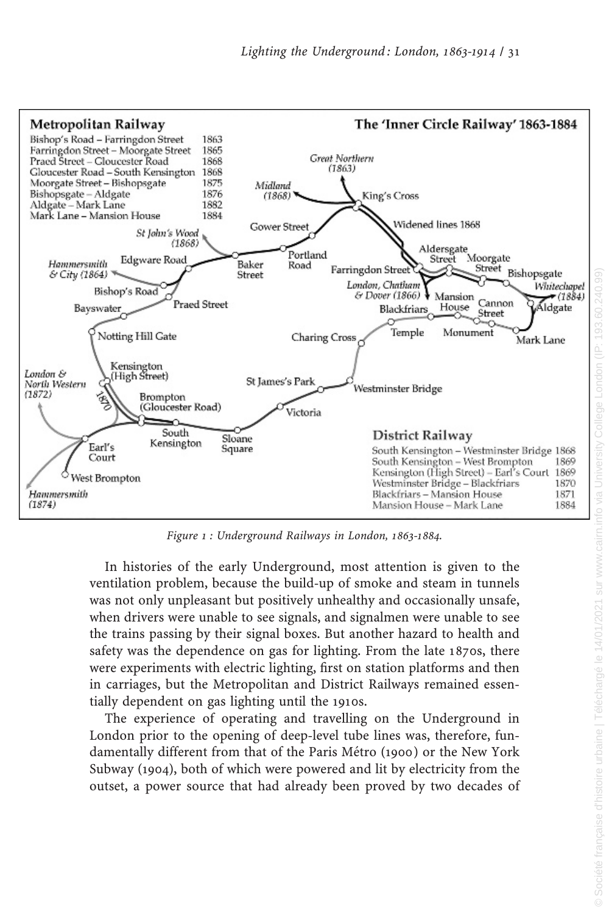Figure 1 : Underground Railways in London, 1863-1884.

In histories of the early Underground, most attention is given to the ventilation problem, because the build-up of smoke and steam in tunnels was not only unpleasant but positively unhealthy and occasionally unsafe, when drivers were unable to see signals, and signalmen were unable to see the trains passing by their signal boxes. But another hazard to health and safety was the dependence on gas for lighting. From the late 1870s, there were experiments with electric lighting, first on station platforms and then in carriages, but the Metropolitan and District Railways remained essentially dependent on gas lighting until the 1910s.

The experience of operating and travelling on the Underground in London prior to the opening of deep-level tube lines was, therefore, fundamentally different from that of the Paris Métro (1900) or the New York Subway (1904), both of which were powered and lit by electricity from the outset, a power source that had already been proved by two decades of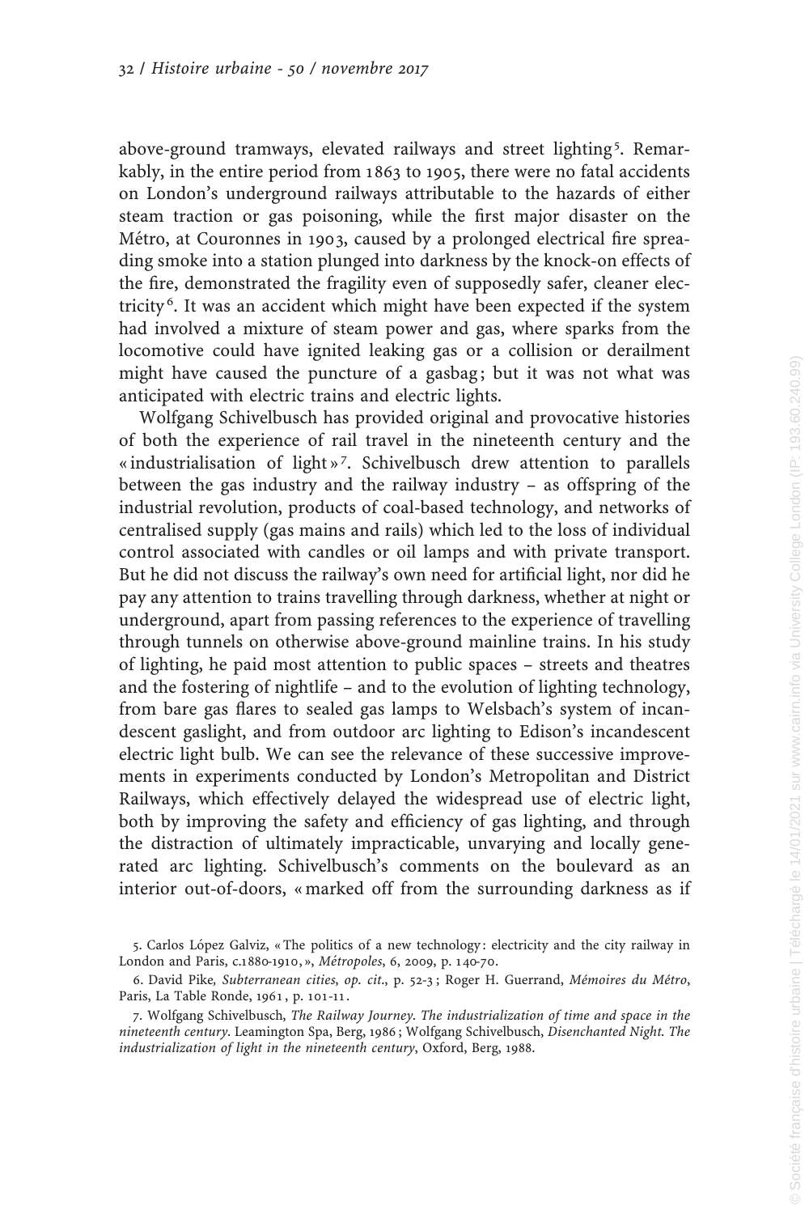above-ground tramways, elevated railways and street lighting[5]. Remarkably, in the entire period from 1863 to 1905, there were no fatal accidents on London's underground railways attributable to the hazards of either steam traction or gas poisoning, while the first major disaster on the Métro, at Couronnes in 1903, caused by a prolonged electrical fire spreading smoke into a station plunged into darkness by the knock-on effects of the fire, demonstrated the fragility even of supposedly safer, cleaner electricity[6]. It was an accident which might have been expected if the system had involved a mixture of steam power and gas, where sparks from the locomotive could have ignited leaking gas or a collision or derailment might have caused the puncture of a gasbag; but it was not what was anticipated with electric trains and electric lights.

Wolfgang Schivelbusch has provided original and provocative histories of both the experience of rail travel in the nineteenth century and the « industrialisation of light »[7]. Schivelbusch drew attention to parallels between the gas industry and the railway industry – as offspring of the industrial revolution, products of coal-based technology, and networks of centralised supply (gas mains and rails) which led to the loss of individual control associated with candles or oil lamps and with private transport. But he did not discuss the railway's own need for artificial light, nor did he pay any attention to trains travelling through darkness, whether at night or underground, apart from passing references to the experience of travelling through tunnels on otherwise above-ground mainline trains. In his study of lighting, he paid most attention to public spaces – streets and theatres and the fostering of nightlife – and to the evolution of lighting technology, from bare gas flares to sealed gas lamps to Welsbach's system of incandescent gaslight, and from outdoor arc lighting to Edison's incandescent electric light bulb. We can see the relevance of these successive improvements in experiments conducted by London's Metropolitan and District Railways, which effectively delayed the widespread use of electric light, both by improving the safety and efficiency of gas lighting, and through the distraction of ultimately impracticable, unvarying and locally generated arc lighting. Schivelbusch's comments on the boulevard as an interior out-of-doors, « marked off from the surrounding darkness as if

5. Carlos López Galviz, « The politics of a new technology : electricity and the city railway in London and Paris, c.1880-1910, », *Métropoles*, 6, 2009, p. 140-70.

6. David Pike, *Subterranean cities*, *op. cit.*, p. 52-3 ; Roger H. Guerrand, *Mémoires du Métro*, Paris, La Table Ronde, 1961, p. 101-11.

7. Wolfgang Schivelbusch, *The Railway Journey. The industrialization of time and space in the nineteenth century*. Leamington Spa, Berg, 1986 ; Wolfgang Schivelbusch, *Disenchanted Night. The industrialization of light in the nineteenth century*, Oxford, Berg, 1988.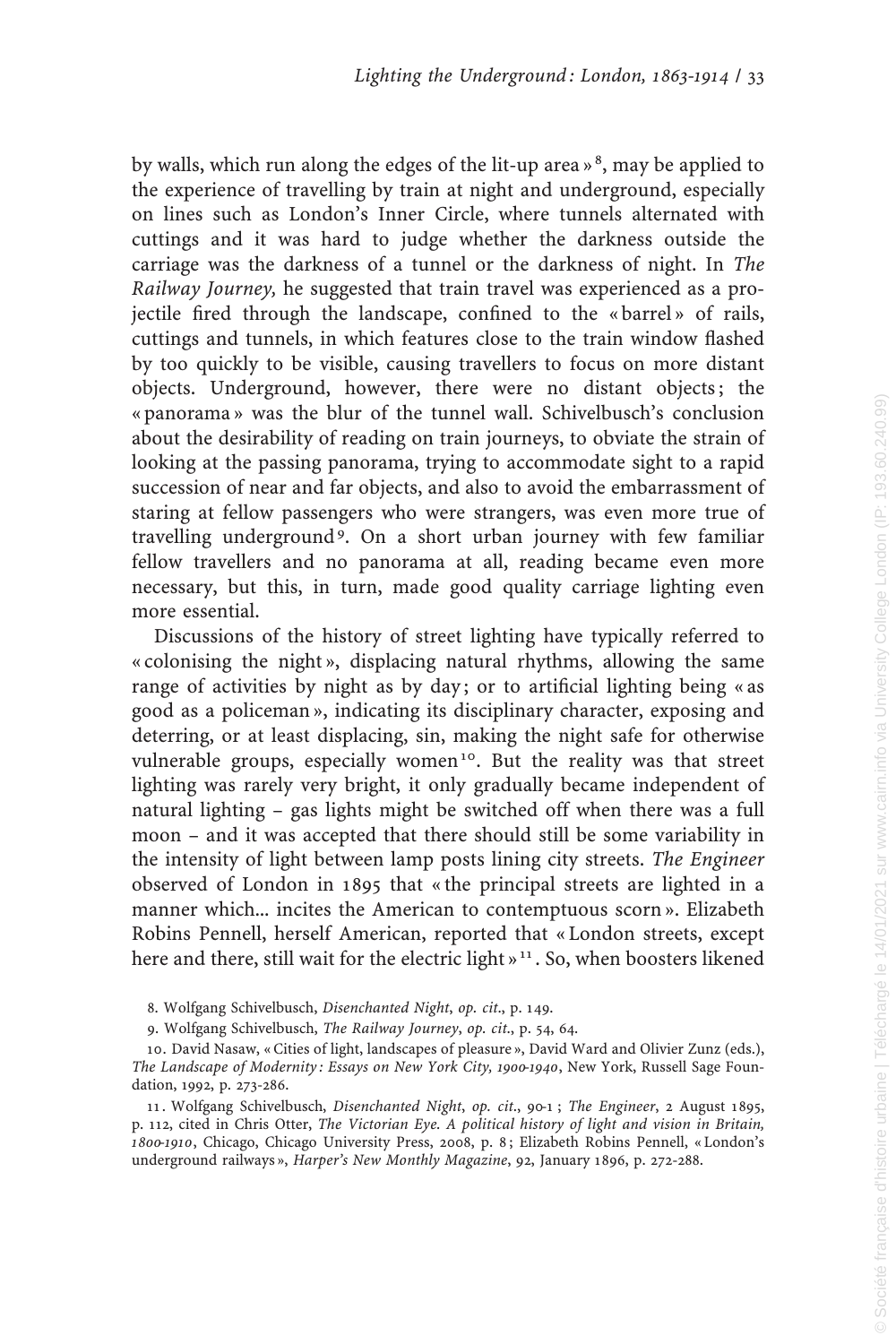by walls, which run along the edges of the lit-up area »[8], may be applied to the experience of travelling by train at night and underground, especially on lines such as London's Inner Circle, where tunnels alternated with cuttings and it was hard to judge whether the darkness outside the carriage was the darkness of a tunnel or the darkness of night. In *The Railway Journey,* he suggested that train travel was experienced as a projectile fired through the landscape, confined to the « barrel » of rails, cuttings and tunnels, in which features close to the train window flashed by too quickly to be visible, causing travellers to focus on more distant objects. Underground, however, there were no distant objects ; the « panorama » was the blur of the tunnel wall. Schivelbusch's conclusion about the desirability of reading on train journeys, to obviate the strain of looking at the passing panorama, trying to accommodate sight to a rapid succession of near and far objects, and also to avoid the embarrassment of staring at fellow passengers who were strangers, was even more true of travelling underground[9]. On a short urban journey with few familiar fellow travellers and no panorama at all, reading became even more necessary, but this, in turn, made good quality carriage lighting even more essential.

Discussions of the history of street lighting have typically referred to « colonising the night », displacing natural rhythms, allowing the same range of activities by night as by day ; or to artificial lighting being « as good as a policeman », indicating its disciplinary character, exposing and deterring, or at least displacing, sin, making the night safe for otherwise vulnerable groups, especially women[10]. But the reality was that street lighting was rarely very bright, it only gradually became independent of natural lighting – gas lights might be switched off when there was a full moon – and it was accepted that there should still be some variability in the intensity of light between lamp posts lining city streets. *The Engineer* observed of London in 1895 that « the principal streets are lighted in a manner which... incites the American to contemptuous scorn ». Elizabeth Robins Pennell, herself American, reported that « London streets, except here and there, still wait for the electric light »[11]. So, when boosters likened

8. Wolfgang Schivelbusch, *Disenchanted Night*, *op. cit*., p. 149.

9. Wolfgang Schivelbusch, *The Railway Journey*, *op. cit*., p. 54, 64.

10. David Nasaw, « Cities of light, landscapes of pleasure », David Ward and Olivier Zunz (eds.), *The Landscape of Modernity : Essays on New York City, 1900-1940*, New York, Russell Sage Foundation, 1992, p. 273-286.

11. Wolfgang Schivelbusch, *Disenchanted Night*, *op. cit*., 90-1 ; *The Engineer*, 2 August 1895, p. 112, cited in Chris Otter, *The Victorian Eye. A political history of light and vision in Britain, 1800-1910*, Chicago, Chicago University Press, 2008, p. 8 ; Elizabeth Robins Pennell, « London's underground railways », *Harper's New Monthly Magazine*, 92, January 1896, p. 272-288.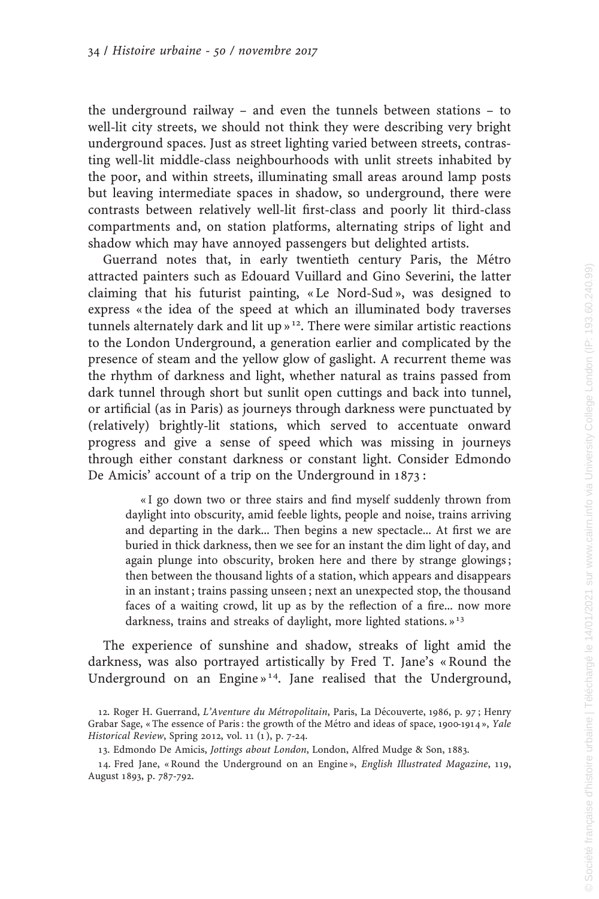the underground railway – and even the tunnels between stations – to well-lit city streets, we should not think they were describing very bright underground spaces. Just as street lighting varied between streets, contrasting well-lit middle-class neighbourhoods with unlit streets inhabited by the poor, and within streets, illuminating small areas around lamp posts but leaving intermediate spaces in shadow, so underground, there were contrasts between relatively well-lit first-class and poorly lit third-class compartments and, on station platforms, alternating strips of light and shadow which may have annoyed passengers but delighted artists.

Guerrand notes that, in early twentieth century Paris, the Métro attracted painters such as Edouard Vuillard and Gino Severini, the latter claiming that his futurist painting, « Le Nord-Sud », was designed to express « the idea of the speed at which an illuminated body traverses tunnels alternately dark and lit up »[12]. There were similar artistic reactions to the London Underground, a generation earlier and complicated by the presence of steam and the yellow glow of gaslight. A recurrent theme was the rhythm of darkness and light, whether natural as trains passed from dark tunnel through short but sunlit open cuttings and back into tunnel, or artificial (as in Paris) as journeys through darkness were punctuated by (relatively) brightly-lit stations, which served to accentuate onward progress and give a sense of speed which was missing in journeys through either constant darkness or constant light. Consider Edmondo De Amicis' account of a trip on the Underground in 1873 :

> « I go down two or three stairs and find myself suddenly thrown from daylight into obscurity, amid feeble lights, people and noise, trains arriving and departing in the dark... Then begins a new spectacle... At first we are buried in thick darkness, then we see for an instant the dim light of day, and again plunge into obscurity, broken here and there by strange glowings ; then between the thousand lights of a station, which appears and disappears in an instant ; trains passing unseen ; next an unexpected stop, the thousand faces of a waiting crowd, lit up as by the reflection of a fire... now more darkness, trains and streaks of daylight, more lighted stations. »[13]

The experience of sunshine and shadow, streaks of light amid the darkness, was also portrayed artistically by Fred T. Jane's « Round the Underground on an Engine »[14]. Jane realised that the Underground,

---

12. Roger H. Guerrand, *L'Aventure du Métropolitain*, Paris, La Découverte, 1986, p. 97 ; Henry Grabar Sage, « The essence of Paris : the growth of the Métro and ideas of space, 1900-1914 », *Yale Historical Review*, Spring 2012, vol. 11 (1), p. 7-24.

13. Edmondo De Amicis, *Jottings about London*, London, Alfred Mudge & Son, 1883.

14. Fred Jane, « Round the Underground on an Engine », *English Illustrated Magazine*, 119, August 1893, p. 787-792.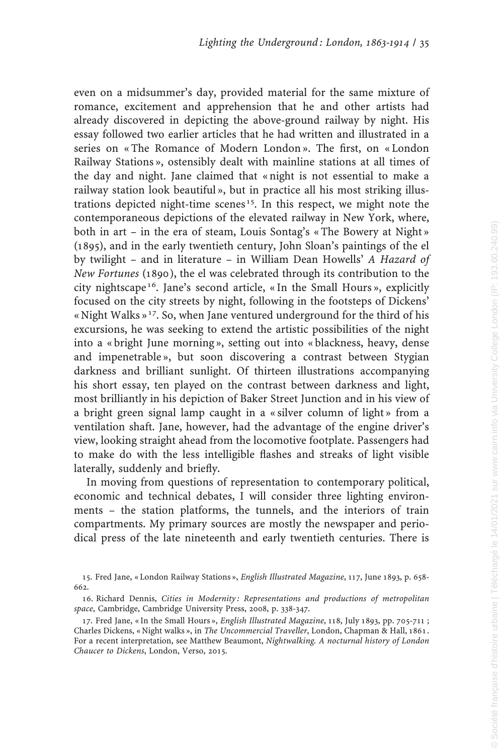even on a midsummer's day, provided material for the same mixture of romance, excitement and apprehension that he and other artists had already discovered in depicting the above-ground railway by night. His essay followed two earlier articles that he had written and illustrated in a series on « The Romance of Modern London ». The first, on « London Railway Stations », ostensibly dealt with mainline stations at all times of the day and night. Jane claimed that « night is not essential to make a railway station look beautiful », but in practice all his most striking illustrations depicted night-time scenes[15]. In this respect, we might note the contemporaneous depictions of the elevated railway in New York, where, both in art – in the era of steam, Louis Sontag's « The Bowery at Night » (1895), and in the early twentieth century, John Sloan's paintings of the el by twilight – and in literature – in William Dean Howells' *A Hazard of New Fortunes* (1890), the el was celebrated through its contribution to the city nightscape[16]. Jane's second article, « In the Small Hours », explicitly focused on the city streets by night, following in the footsteps of Dickens' « Night Walks »[17]. So, when Jane ventured underground for the third of his excursions, he was seeking to extend the artistic possibilities of the night into a « bright June morning », setting out into « blackness, heavy, dense and impenetrable », but soon discovering a contrast between Stygian darkness and brilliant sunlight. Of thirteen illustrations accompanying his short essay, ten played on the contrast between darkness and light, most brilliantly in his depiction of Baker Street Junction and in his view of a bright green signal lamp caught in a « silver column of light » from a ventilation shaft. Jane, however, had the advantage of the engine driver's view, looking straight ahead from the locomotive footplate. Passengers had to make do with the less intelligible flashes and streaks of light visible laterally, suddenly and briefly.

In moving from questions of representation to contemporary political, economic and technical debates, I will consider three lighting environments – the station platforms, the tunnels, and the interiors of train compartments. My primary sources are mostly the newspaper and periodical press of the late nineteenth and early twentieth centuries. There is

15. Fred Jane, « London Railway Stations », *English Illustrated Magazine*, 117, June 1893, p. 658-662.

16. Richard Dennis, *Cities in Modernity : Representations and productions of metropolitan space*, Cambridge, Cambridge University Press, 2008, p. 338-347.

17. Fred Jane, « In the Small Hours », *English Illustrated Magazine*, 118, July 1893, pp. 705-711 ; Charles Dickens, « Night walks », in *The Uncommercial Traveller*, London, Chapman & Hall, 1861. For a recent interpretation, see Matthew Beaumont, *Nightwalking. A nocturnal history of London Chaucer to Dickens*, London, Verso, 2015.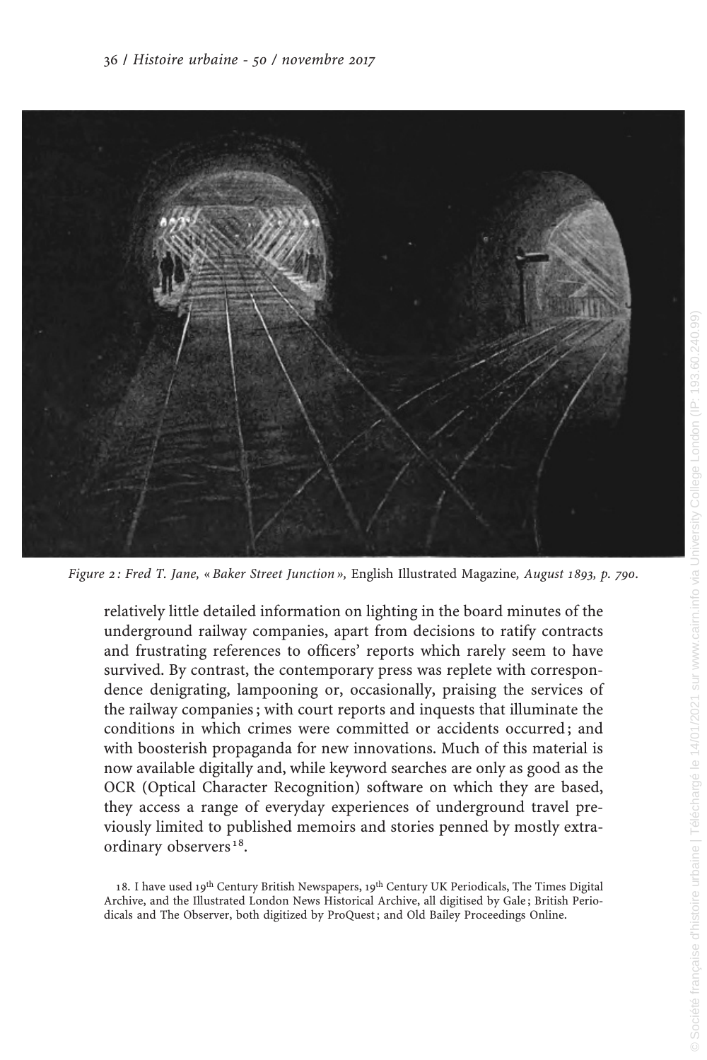*Figure 2 : Fred T. Jane, « Baker Street Junction »,* English Illustrated Magazine*, August 1893, p. 790.*

relatively little detailed information on lighting in the board minutes of the underground railway companies, apart from decisions to ratify contracts and frustrating references to officers' reports which rarely seem to have survived. By contrast, the contemporary press was replete with correspondence denigrating, lampooning or, occasionally, praising the services of the railway companies ; with court reports and inquests that illuminate the conditions in which crimes were committed or accidents occurred ; and with boosterish propaganda for new innovations. Much of this material is now available digitally and, while keyword searches are only as good as the OCR (Optical Character Recognition) software on which they are based, they access a range of everyday experiences of underground travel previously limited to published memoirs and stories penned by mostly extraordinary observers[18].

18. I have used 19th Century British Newspapers, 19th Century UK Periodicals, The Times Digital Archive, and the Illustrated London News Historical Archive, all digitised by Gale ; British Periodicals and The Observer, both digitized by ProQuest ; and Old Bailey Proceedings Online.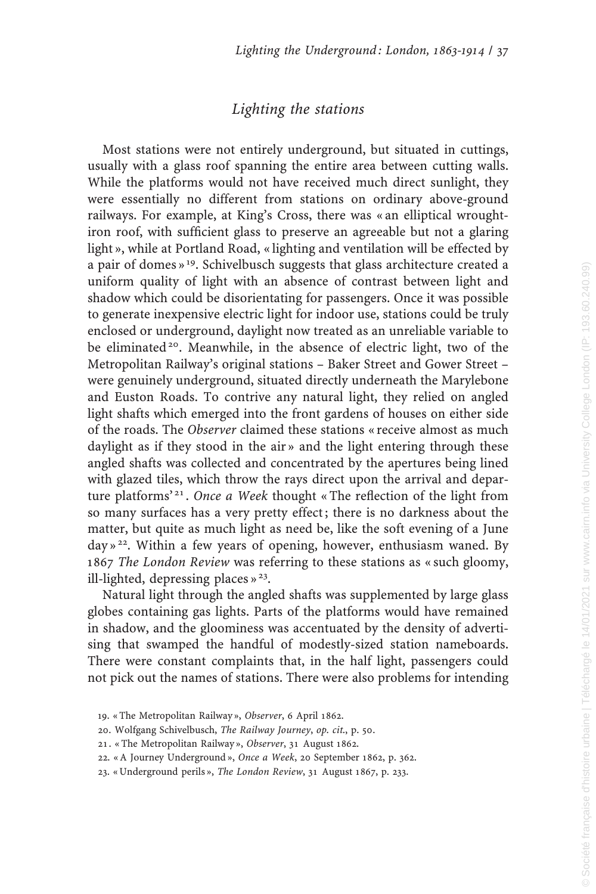## *Lighting the stations*

Most stations were not entirely underground, but situated in cuttings, usually with a glass roof spanning the entire area between cutting walls. While the platforms would not have received much direct sunlight, they were essentially no different from stations on ordinary above-ground railways. For example, at King's Cross, there was « an elliptical wrought-iron roof, with sufficient glass to preserve an agreeable but not a glaring light », while at Portland Road, « lighting and ventilation will be effected by a pair of domes »[19]. Schivelbusch suggests that glass architecture created a uniform quality of light with an absence of contrast between light and shadow which could be disorientating for passengers. Once it was possible to generate inexpensive electric light for indoor use, stations could be truly enclosed or underground, daylight now treated as an unreliable variable to be eliminated[20]. Meanwhile, in the absence of electric light, two of the Metropolitan Railway's original stations – Baker Street and Gower Street – were genuinely underground, situated directly underneath the Marylebone and Euston Roads. To contrive any natural light, they relied on angled light shafts which emerged into the front gardens of houses on either side of the roads. The *Observer* claimed these stations « receive almost as much daylight as if they stood in the air » and the light entering through these angled shafts was collected and concentrated by the apertures being lined with glazed tiles, which throw the rays direct upon the arrival and departure platforms'[21]. *Once a Week* thought « The reflection of the light from so many surfaces has a very pretty effect ; there is no darkness about the matter, but quite as much light as need be, like the soft evening of a June day »[22]. Within a few years of opening, however, enthusiasm waned. By 1867 *The London Review* was referring to these stations as « such gloomy, ill-lighted, depressing places »[23].

Natural light through the angled shafts was supplemented by large glass globes containing gas lights. Parts of the platforms would have remained in shadow, and the gloominess was accentuated by the density of advertising that swamped the handful of modestly-sized station nameboards. There were constant complaints that, in the half light, passengers could not pick out the names of stations. There were also problems for intending

19. « The Metropolitan Railway », *Observer*, 6 April 1862.

20. Wolfgang Schivelbusch, *The Railway Journey*, *op. cit.*, p. 50.

21. « The Metropolitan Railway », *Observer*, 31 August 1862.

22. « A Journey Underground », *Once a Week*, 20 September 1862, p. 362.

23. « Underground perils », *The London Review*, 31 August 1867, p. 233.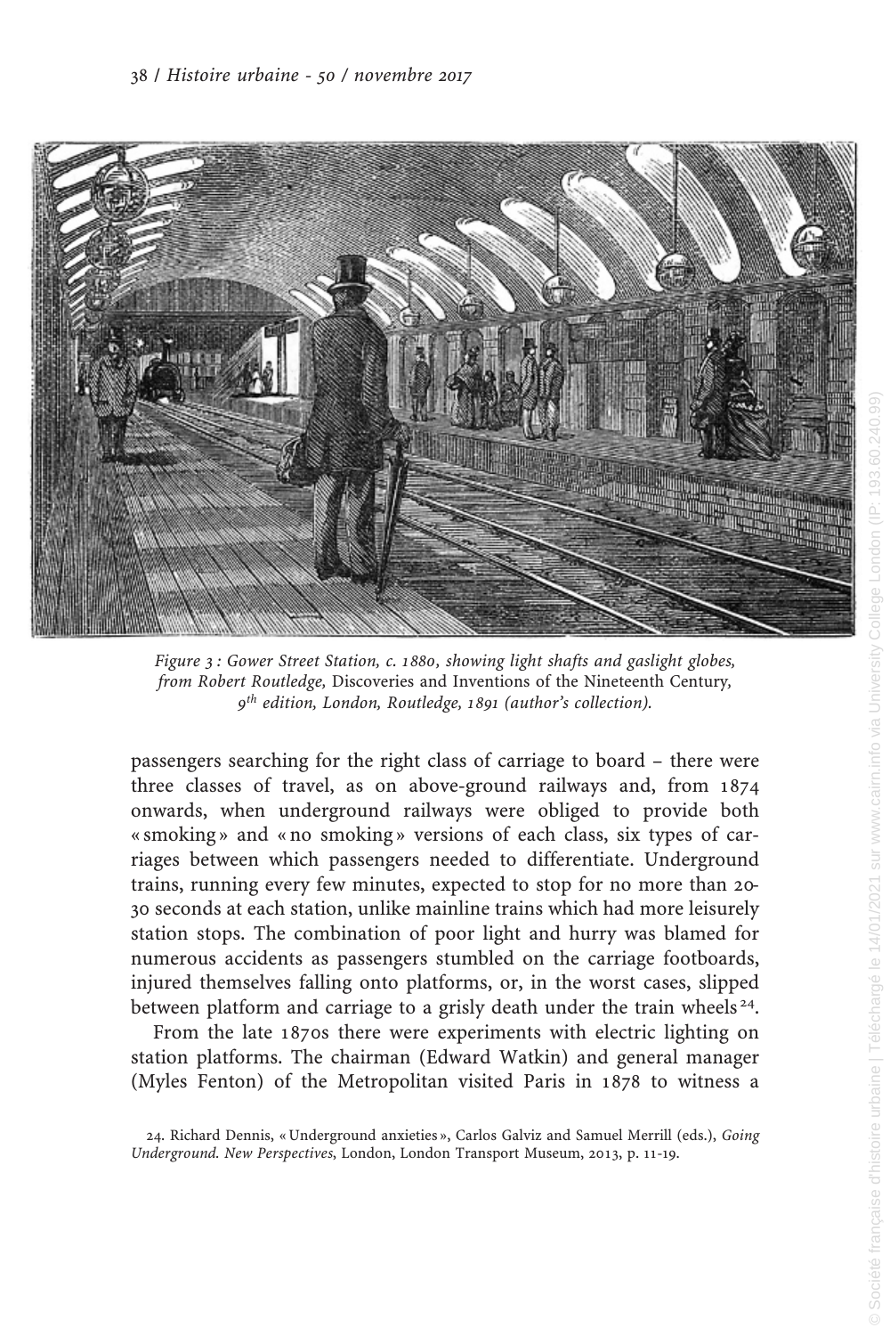*Figure 3 : Gower Street Station, c. 1880, showing light shafts and gaslight globes, from Robert Routledge,* Discoveries and Inventions of the Nineteenth Century, *9th edition, London, Routledge, 1891 (author's collection).*

passengers searching for the right class of carriage to board – there were three classes of travel, as on above-ground railways and, from 1874 onwards, when underground railways were obliged to provide both « smoking » and « no smoking » versions of each class, six types of carriages between which passengers needed to differentiate. Underground trains, running every few minutes, expected to stop for no more than 20-30 seconds at each station, unlike mainline trains which had more leisurely station stops. The combination of poor light and hurry was blamed for numerous accidents as passengers stumbled on the carriage footboards, injured themselves falling onto platforms, or, in the worst cases, slipped between platform and carriage to a grisly death under the train wheels [24].

From the late 1870s there were experiments with electric lighting on station platforms. The chairman (Edward Watkin) and general manager (Myles Fenton) of the Metropolitan visited Paris in 1878 to witness a

24. Richard Dennis, « Underground anxieties », Carlos Galviz and Samuel Merrill (eds.), *Going Underground. New Perspectives*, London, London Transport Museum, 2013, p. 11-19.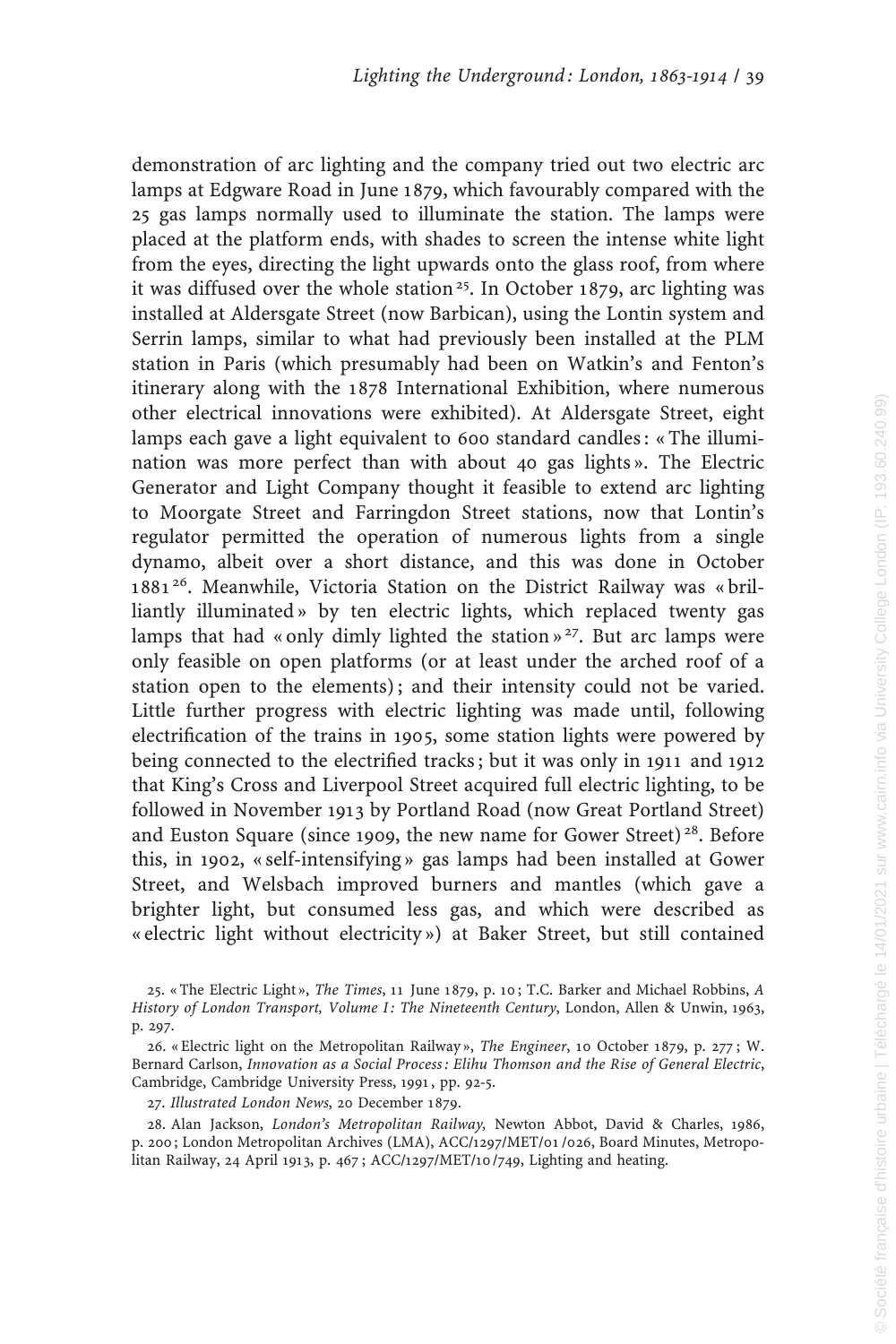demonstration of arc lighting and the company tried out two electric arc lamps at Edgware Road in June 1879, which favourably compared with the 25 gas lamps normally used to illuminate the station. The lamps were placed at the platform ends, with shades to screen the intense white light from the eyes, directing the light upwards onto the glass roof, from where it was diffused over the whole station[25]. In October 1879, arc lighting was installed at Aldersgate Street (now Barbican), using the Lontin system and Serrin lamps, similar to what had previously been installed at the PLM station in Paris (which presumably had been on Watkin's and Fenton's itinerary along with the 1878 International Exhibition, where numerous other electrical innovations were exhibited). At Aldersgate Street, eight lamps each gave a light equivalent to 600 standard candles : « The illumination was more perfect than with about 40 gas lights ». The Electric Generator and Light Company thought it feasible to extend arc lighting to Moorgate Street and Farringdon Street stations, now that Lontin's regulator permitted the operation of numerous lights from a single dynamo, albeit over a short distance, and this was done in October 1881[26]. Meanwhile, Victoria Station on the District Railway was « brilliantly illuminated » by ten electric lights, which replaced twenty gas lamps that had « only dimly lighted the station »[27]. But arc lamps were only feasible on open platforms (or at least under the arched roof of a station open to the elements) ; and their intensity could not be varied. Little further progress with electric lighting was made until, following electrification of the trains in 1905, some station lights were powered by being connected to the electrified tracks ; but it was only in 1911 and 1912 that King's Cross and Liverpool Street acquired full electric lighting, to be followed in November 1913 by Portland Road (now Great Portland Street) and Euston Square (since 1909, the new name for Gower Street)[28]. Before this, in 1902, « self-intensifying » gas lamps had been installed at Gower Street, and Welsbach improved burners and mantles (which gave a brighter light, but consumed less gas, and which were described as « electric light without electricity ») at Baker Street, but still contained

25. « The Electric Light », *The Times*, 11 June 1879, p. 10 ; T.C. Barker and Michael Robbins, *A History of London Transport, Volume I : The Nineteenth Century*, London, Allen & Unwin, 1963, p. 297.

26. « Electric light on the Metropolitan Railway », *The Engineer*, 10 October 1879, p. 277 ; W. Bernard Carlson, *Innovation as a Social Process : Elihu Thomson and the Rise of General Electric*, Cambridge, Cambridge University Press, 1991, pp. 92-5.

27. *Illustrated London News*, 20 December 1879.

28. Alan Jackson, *London's Metropolitan Railway,* Newton Abbot, David & Charles, 1986, p. 200 ; London Metropolitan Archives (LMA), ACC/1297/MET/01/026, Board Minutes, Metropolitan Railway, 24 April 1913, p. 467 ; ACC/1297/MET/10/749, Lighting and heating.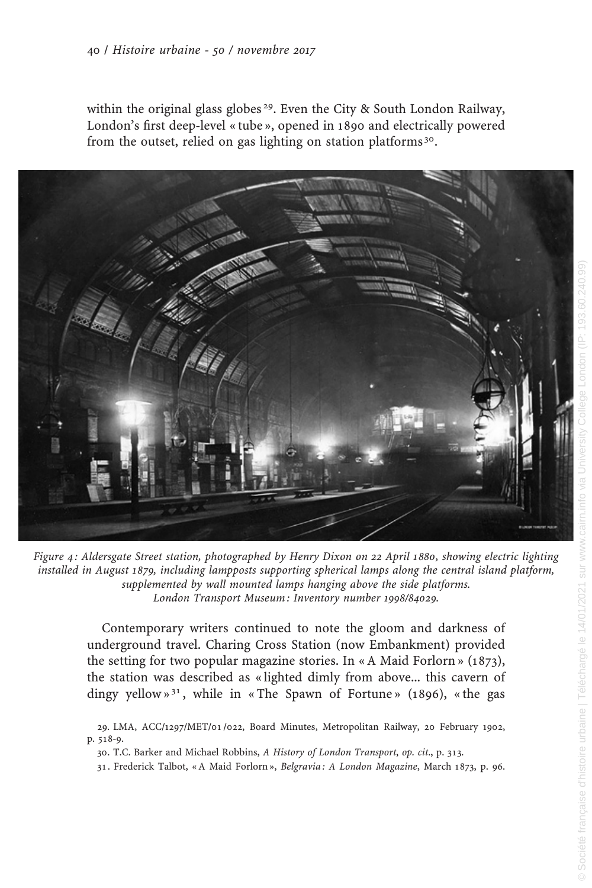within the original glass globes[29]. Even the City & South London Railway, London's first deep-level « tube », opened in 1890 and electrically powered from the outset, relied on gas lighting on station platforms[30].

*Figure 4 : Aldersgate Street station, photographed by Henry Dixon on 22 April 1880, showing electric lighting installed in August 1879, including lampposts supporting spherical lamps along the central island platform, supplemented by wall mounted lamps hanging above the side platforms. London Transport Museum : Inventory number 1998/84029.*

Contemporary writers continued to note the gloom and darkness of underground travel. Charing Cross Station (now Embankment) provided the setting for two popular magazine stories. In « A Maid Forlorn » (1873), the station was described as « lighted dimly from above... this cavern of dingy yellow »[31], while in « The Spawn of Fortune » (1896), « the gas

29. LMA, ACC/1297/MET/01/022, Board Minutes, Metropolitan Railway, 20 February 1902, p. 518-9.

30. T.C. Barker and Michael Robbins, *A History of London Transport*, *op. cit.*, p. 313.

31. Frederick Talbot, « A Maid Forlorn », *Belgravia : A London Magazine*, March 1873, p. 96.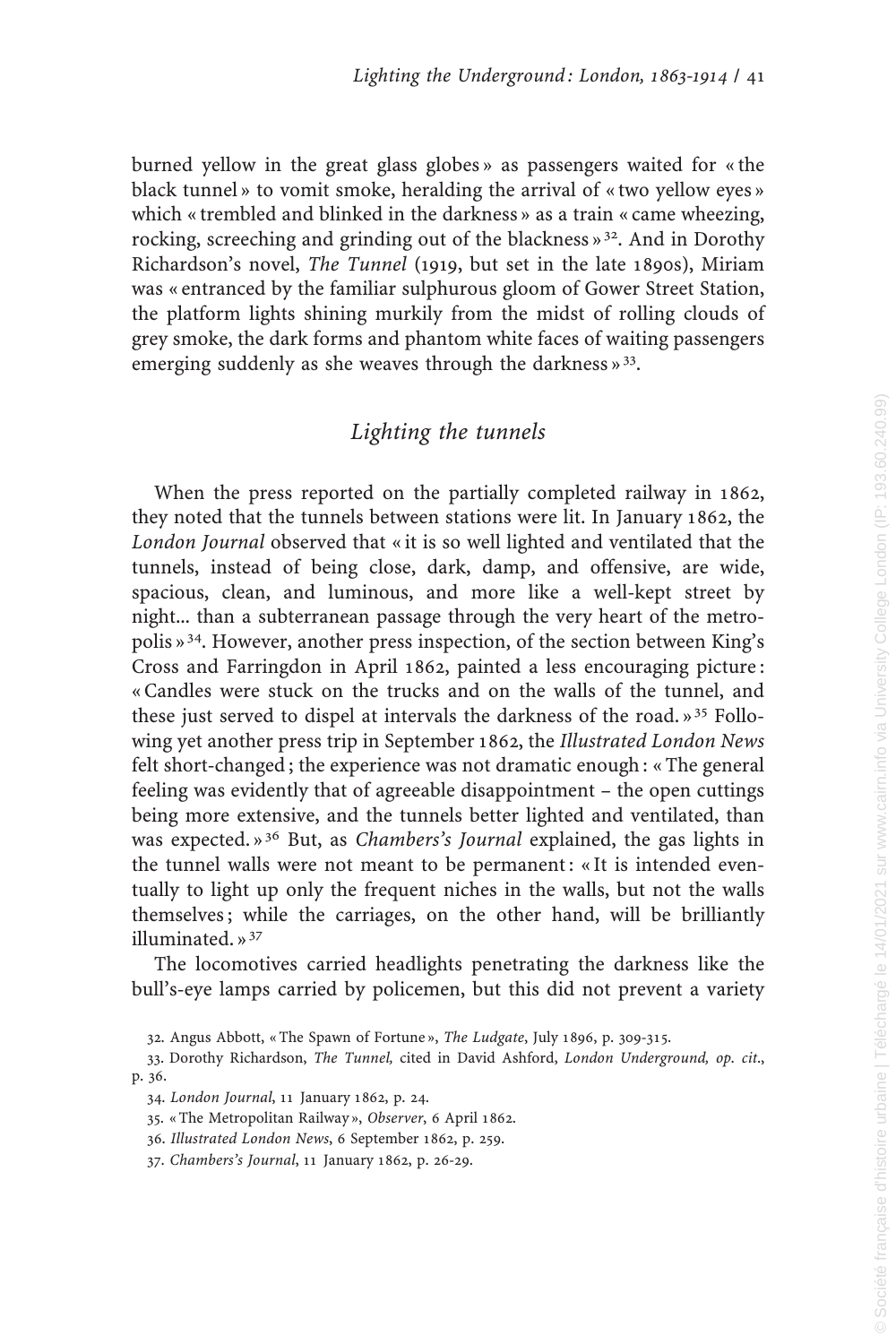burned yellow in the great glass globes » as passengers waited for « the black tunnel » to vomit smoke, heralding the arrival of « two yellow eyes » which « trembled and blinked in the darkness » as a train « came wheezing, rocking, screeching and grinding out of the blackness »[32]. And in Dorothy Richardson's novel, *The Tunnel* (1919, but set in the late 1890s), Miriam was « entranced by the familiar sulphurous gloom of Gower Street Station, the platform lights shining murkily from the midst of rolling clouds of grey smoke, the dark forms and phantom white faces of waiting passengers emerging suddenly as she weaves through the darkness »[33].

## *Lighting the tunnels*

When the press reported on the partially completed railway in 1862, they noted that the tunnels between stations were lit. In January 1862, the *London Journal* observed that « it is so well lighted and ventilated that the tunnels, instead of being close, dark, damp, and offensive, are wide, spacious, clean, and luminous, and more like a well-kept street by night... than a subterranean passage through the very heart of the metropolis »[34]. However, another press inspection, of the section between King's Cross and Farringdon in April 1862, painted a less encouraging picture: « Candles were stuck on the trucks and on the walls of the tunnel, and these just served to dispel at intervals the darkness of the road. »[35] Following yet another press trip in September 1862, the *Illustrated London News* felt short-changed; the experience was not dramatic enough: « The general feeling was evidently that of agreeable disappointment – the open cuttings being more extensive, and the tunnels better lighted and ventilated, than was expected. »[36] But, as *Chambers's Journal* explained, the gas lights in the tunnel walls were not meant to be permanent: « It is intended eventually to light up only the frequent niches in the walls, but not the walls themselves; while the carriages, on the other hand, will be brilliantly illuminated. »[37]

The locomotives carried headlights penetrating the darkness like the bull's-eye lamps carried by policemen, but this did not prevent a variety

32. Angus Abbott, « The Spawn of Fortune », *The Ludgate*, July 1896, p. 309-315.

33. Dorothy Richardson, *The Tunnel,* cited in David Ashford, *London Underground, op. cit.*, p. 36.

34. *London Journal*, 11 January 1862, p. 24.

35. « The Metropolitan Railway », *Observer*, 6 April 1862.

36. *Illustrated London News*, 6 September 1862, p. 259.

37. *Chambers's Journal*, 11 January 1862, p. 26-29.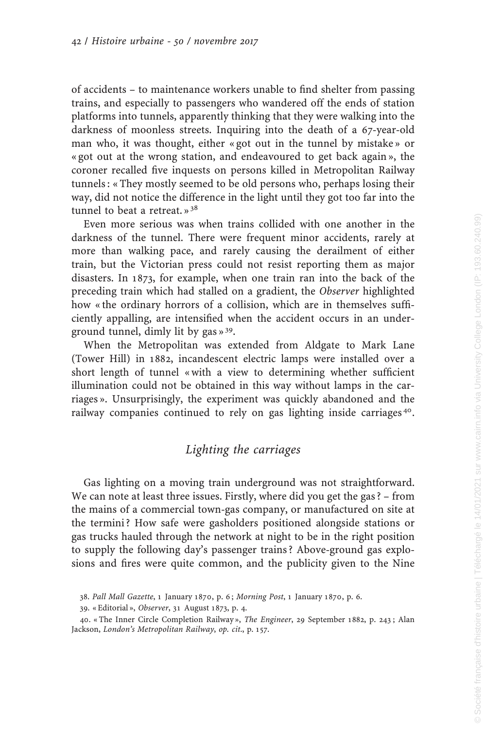of accidents – to maintenance workers unable to find shelter from passing trains, and especially to passengers who wandered off the ends of station platforms into tunnels, apparently thinking that they were walking into the darkness of moonless streets. Inquiring into the death of a 67-year-old man who, it was thought, either « got out in the tunnel by mistake » or « got out at the wrong station, and endeavoured to get back again », the coroner recalled five inquests on persons killed in Metropolitan Railway tunnels : « They mostly seemed to be old persons who, perhaps losing their way, did not notice the difference in the light until they got too far into the tunnel to beat a retreat. »[38]

Even more serious was when trains collided with one another in the darkness of the tunnel. There were frequent minor accidents, rarely at more than walking pace, and rarely causing the derailment of either train, but the Victorian press could not resist reporting them as major disasters. In 1873, for example, when one train ran into the back of the preceding train which had stalled on a gradient, the *Observer* highlighted how « the ordinary horrors of a collision, which are in themselves sufficiently appalling, are intensified when the accident occurs in an underground tunnel, dimly lit by gas »[39].

When the Metropolitan was extended from Aldgate to Mark Lane (Tower Hill) in 1882, incandescent electric lamps were installed over a short length of tunnel « with a view to determining whether sufficient illumination could not be obtained in this way without lamps in the carriages ». Unsurprisingly, the experiment was quickly abandoned and the railway companies continued to rely on gas lighting inside carriages[40].

## *Lighting the carriages*

Gas lighting on a moving train underground was not straightforward. We can note at least three issues. Firstly, where did you get the gas ? – from the mains of a commercial town-gas company, or manufactured on site at the termini ? How safe were gasholders positioned alongside stations or gas trucks hauled through the network at night to be in the right position to supply the following day's passenger trains ? Above-ground gas explosions and fires were quite common, and the publicity given to the Nine

38. *Pall Mall Gazette*, 1 January 1870, p. 6 ; *Morning Post*, 1 January 1870, p. 6.

39. « Editorial », *Observer*, 31 August 1873, p. 4.

40. « The Inner Circle Completion Railway », *The Engineer*, 29 September 1882, p. 243 ; Alan Jackson, *London's Metropolitan Railway*, *op. cit.*, p. 157.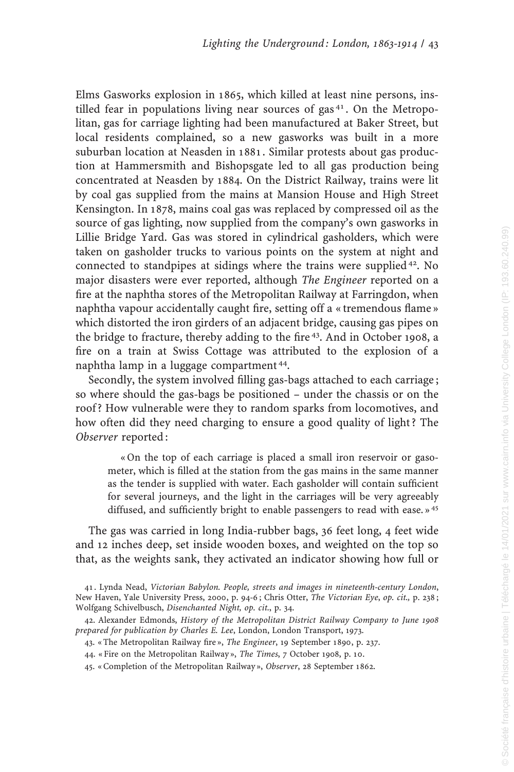Elms Gasworks explosion in 1865, which killed at least nine persons, instilled fear in populations living near sources of gas[41]. On the Metropolitan, gas for carriage lighting had been manufactured at Baker Street, but local residents complained, so a new gasworks was built in a more suburban location at Neasden in 1881. Similar protests about gas production at Hammersmith and Bishopsgate led to all gas production being concentrated at Neasden by 1884. On the District Railway, trains were lit by coal gas supplied from the mains at Mansion House and High Street Kensington. In 1878, mains coal gas was replaced by compressed oil as the source of gas lighting, now supplied from the company's own gasworks in Lillie Bridge Yard. Gas was stored in cylindrical gasholders, which were taken on gasholder trucks to various points on the system at night and connected to standpipes at sidings where the trains were supplied[42]. No major disasters were ever reported, although *The Engineer* reported on a fire at the naphtha stores of the Metropolitan Railway at Farringdon, when naphtha vapour accidentally caught fire, setting off a « tremendous flame » which distorted the iron girders of an adjacent bridge, causing gas pipes on the bridge to fracture, thereby adding to the fire[43]. And in October 1908, a fire on a train at Swiss Cottage was attributed to the explosion of a naphtha lamp in a luggage compartment[44].

Secondly, the system involved filling gas-bags attached to each carriage; so where should the gas-bags be positioned – under the chassis or on the roof? How vulnerable were they to random sparks from locomotives, and how often did they need charging to ensure a good quality of light? The *Observer* reported:

> « On the top of each carriage is placed a small iron reservoir or gasometer, which is filled at the station from the gas mains in the same manner as the tender is supplied with water. Each gasholder will contain sufficient for several journeys, and the light in the carriages will be very agreeably diffused, and sufficiently bright to enable passengers to read with ease. »[45]

The gas was carried in long India-rubber bags, 36 feet long, 4 feet wide and 12 inches deep, set inside wooden boxes, and weighted on the top so that, as the weights sank, they activated an indicator showing how full or

41. Lynda Nead, *Victorian Babylon. People, streets and images in nineteenth-century London*, New Haven, Yale University Press, 2000, p. 94-6; Chris Otter, *The Victorian Eye*, *op. cit.*, p. 238; Wolfgang Schivelbusch, *Disenchanted Night, op. cit.*, p. 34.

42. Alexander Edmonds, *History of the Metropolitan District Railway Company to June 1908 prepared for publication by Charles E. Lee*, London, London Transport, 1973.

43. « The Metropolitan Railway fire », *The Engineer*, 19 September 1890, p. 237.

44. « Fire on the Metropolitan Railway », *The Times*, 7 October 1908, p. 10.

45. « Completion of the Metropolitan Railway », *Observer*, 28 September 1862.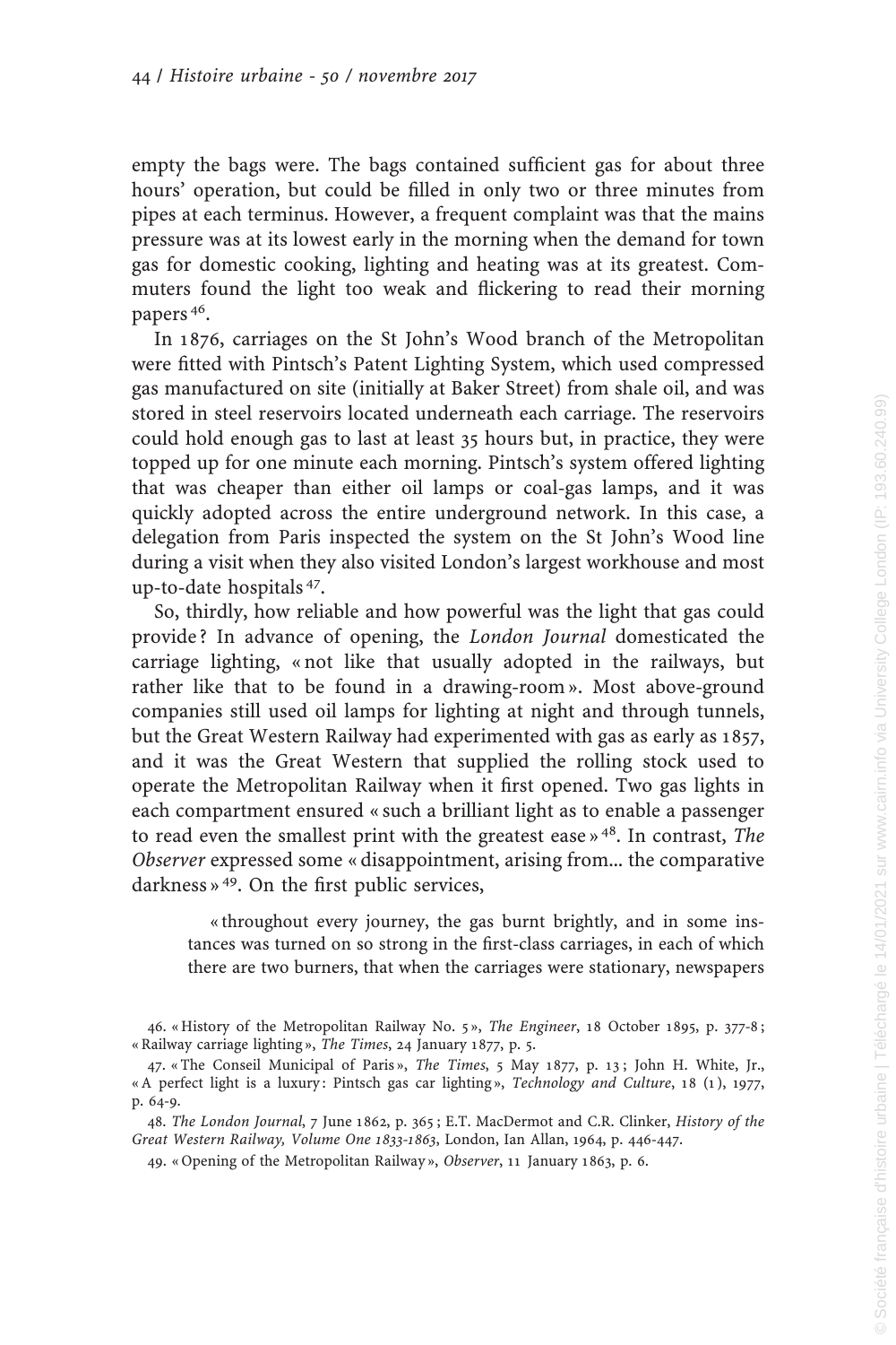empty the bags were. The bags contained sufficient gas for about three hours' operation, but could be filled in only two or three minutes from pipes at each terminus. However, a frequent complaint was that the mains pressure was at its lowest early in the morning when the demand for town gas for domestic cooking, lighting and heating was at its greatest. Commuters found the light too weak and flickering to read their morning papers[46].

In 1876, carriages on the St John's Wood branch of the Metropolitan were fitted with Pintsch's Patent Lighting System, which used compressed gas manufactured on site (initially at Baker Street) from shale oil, and was stored in steel reservoirs located underneath each carriage. The reservoirs could hold enough gas to last at least 35 hours but, in practice, they were topped up for one minute each morning. Pintsch's system offered lighting that was cheaper than either oil lamps or coal-gas lamps, and it was quickly adopted across the entire underground network. In this case, a delegation from Paris inspected the system on the St John's Wood line during a visit when they also visited London's largest workhouse and most up-to-date hospitals[47].

So, thirdly, how reliable and how powerful was the light that gas could provide ? In advance of opening, the *London Journal* domesticated the carriage lighting, « not like that usually adopted in the railways, but rather like that to be found in a drawing-room ». Most above-ground companies still used oil lamps for lighting at night and through tunnels, but the Great Western Railway had experimented with gas as early as 1857, and it was the Great Western that supplied the rolling stock used to operate the Metropolitan Railway when it first opened. Two gas lights in each compartment ensured « such a brilliant light as to enable a passenger to read even the smallest print with the greatest ease »[48]. In contrast, *The Observer* expressed some « disappointment, arising from... the comparative darkness »[49]. On the first public services,

> « throughout every journey, the gas burnt brightly, and in some instances was turned on so strong in the first-class carriages, in each of which there are two burners, that when the carriages were stationary, newspapers

46. « History of the Metropolitan Railway No. 5 », *The Engineer*, 18 October 1895, p. 377-8 ; « Railway carriage lighting », *The Times*, 24 January 1877, p. 5.

47. « The Conseil Municipal of Paris », *The Times*, 5 May 1877, p. 13 ; John H. White, Jr., « A perfect light is a luxury : Pintsch gas car lighting », *Technology and Culture*, 18 (1), 1977, p. 64-9.

48. *The London Journal*, 7 June 1862, p. 365 ; E.T. MacDermot and C.R. Clinker, *History of the Great Western Railway, Volume One 1833-1863*, London, Ian Allan, 1964, p. 446-447.

49. « Opening of the Metropolitan Railway », *Observer*, 11 January 1863, p. 6.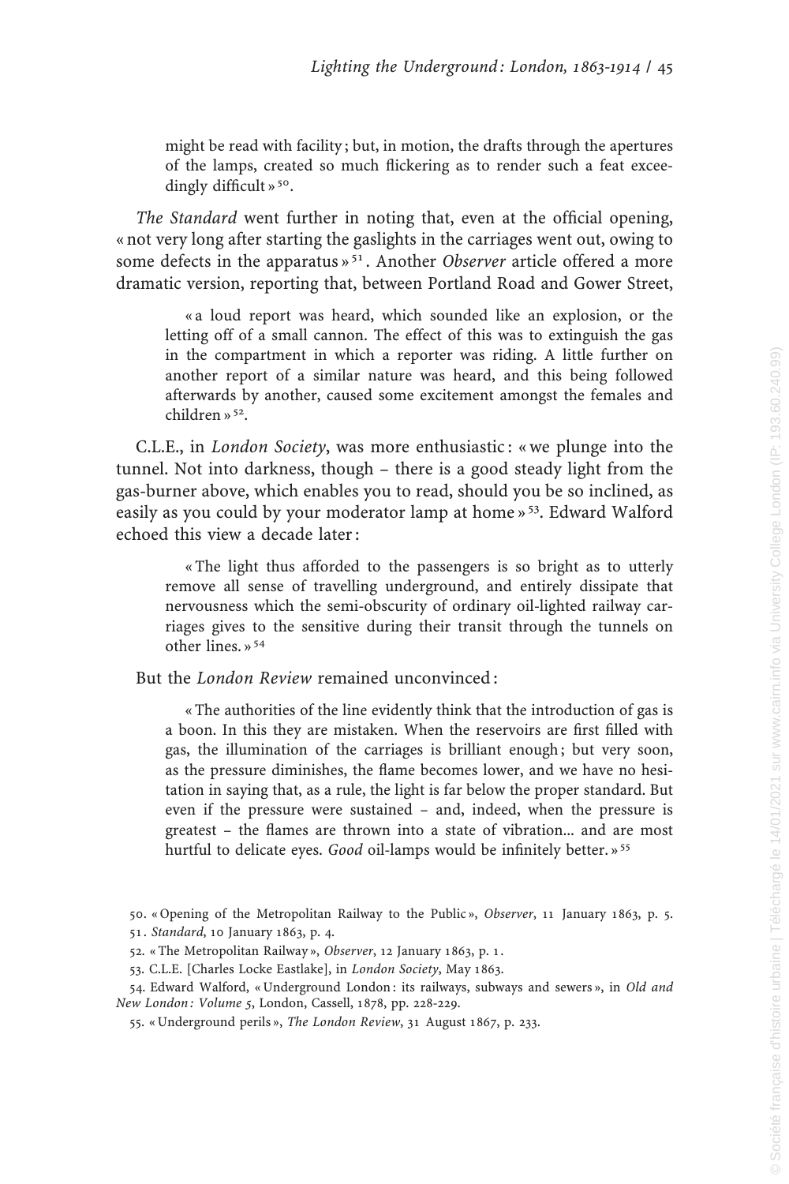> might be read with facility ; but, in motion, the drafts through the apertures of the lamps, created so much flickering as to render such a feat exceedingly difficult »[50].

*The Standard* went further in noting that, even at the official opening, « not very long after starting the gaslights in the carriages went out, owing to some defects in the apparatus »[51]. Another *Observer* article offered a more dramatic version, reporting that, between Portland Road and Gower Street,

> « a loud report was heard, which sounded like an explosion, or the letting off of a small cannon. The effect of this was to extinguish the gas in the compartment in which a reporter was riding. A little further on another report of a similar nature was heard, and this being followed afterwards by another, caused some excitement amongst the females and children »[52].

C.L.E., in *London Society*, was more enthusiastic : « we plunge into the tunnel. Not into darkness, though – there is a good steady light from the gas-burner above, which enables you to read, should you be so inclined, as easily as you could by your moderator lamp at home »[53]. Edward Walford echoed this view a decade later :

> « The light thus afforded to the passengers is so bright as to utterly remove all sense of travelling underground, and entirely dissipate that nervousness which the semi-obscurity of ordinary oil-lighted railway carriages gives to the sensitive during their transit through the tunnels on other lines. »[54]

But the *London Review* remained unconvinced :

> « The authorities of the line evidently think that the introduction of gas is a boon. In this they are mistaken. When the reservoirs are first filled with gas, the illumination of the carriages is brilliant enough ; but very soon, as the pressure diminishes, the flame becomes lower, and we have no hesitation in saying that, as a rule, the light is far below the proper standard. But even if the pressure were sustained – and, indeed, when the pressure is greatest – the flames are thrown into a state of vibration... and are most hurtful to delicate eyes. *Good* oil-lamps would be infinitely better. »[55]

50. « Opening of the Metropolitan Railway to the Public », *Observer*, 11 January 1863, p. 5.

51. *Standard*, 10 January 1863, p. 4.

52. « The Metropolitan Railway », *Observer*, 12 January 1863, p. 1.

53. C.L.E. [Charles Locke Eastlake], in *London Society*, May 1863.

54. Edward Walford, « Underground London : its railways, subways and sewers », in *Old and New London : Volume 5*, London, Cassell, 1878, pp. 228-229.

55. « Underground perils », *The London Review*, 31 August 1867, p. 233.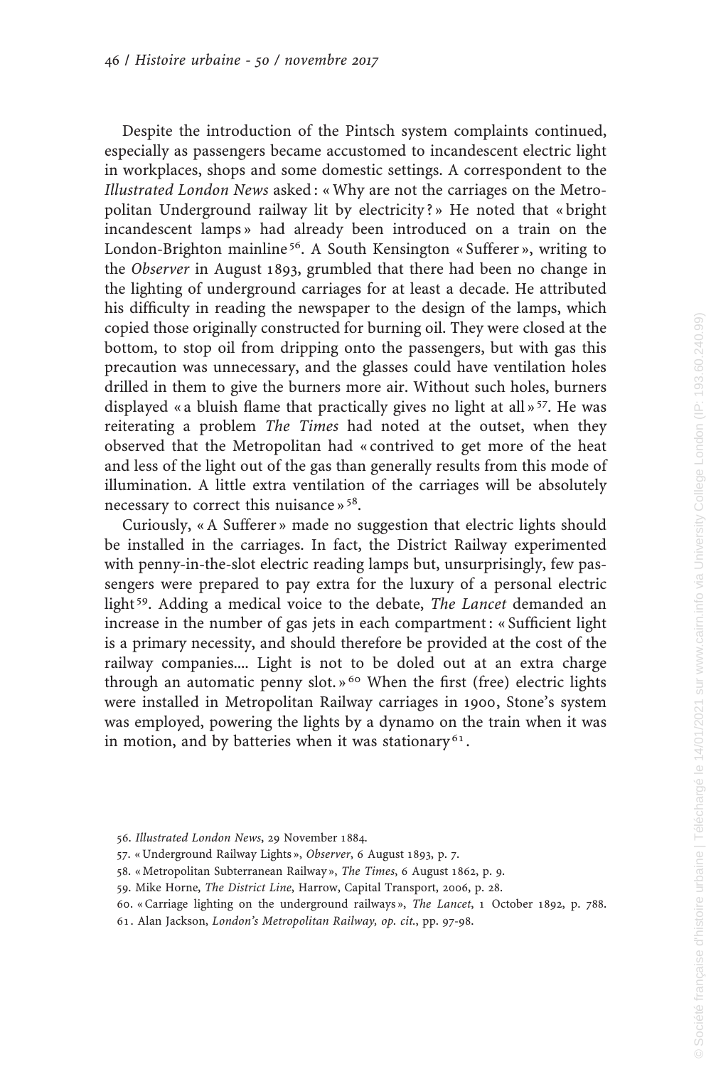Despite the introduction of the Pintsch system complaints continued, especially as passengers became accustomed to incandescent electric light in workplaces, shops and some domestic settings. A correspondent to the *Illustrated London News* asked : « Why are not the carriages on the Metropolitan Underground railway lit by electricity ? » He noted that « bright incandescent lamps » had already been introduced on a train on the London-Brighton mainline[56]. A South Kensington « Sufferer », writing to the *Observer* in August 1893, grumbled that there had been no change in the lighting of underground carriages for at least a decade. He attributed his difficulty in reading the newspaper to the design of the lamps, which copied those originally constructed for burning oil. They were closed at the bottom, to stop oil from dripping onto the passengers, but with gas this precaution was unnecessary, and the glasses could have ventilation holes drilled in them to give the burners more air. Without such holes, burners displayed « a bluish flame that practically gives no light at all »[57]. He was reiterating a problem *The Times* had noted at the outset, when they observed that the Metropolitan had « contrived to get more of the heat and less of the light out of the gas than generally results from this mode of illumination. A little extra ventilation of the carriages will be absolutely necessary to correct this nuisance »[58].

Curiously, « A Sufferer » made no suggestion that electric lights should be installed in the carriages. In fact, the District Railway experimented with penny-in-the-slot electric reading lamps but, unsurprisingly, few passengers were prepared to pay extra for the luxury of a personal electric light[59]. Adding a medical voice to the debate, *The Lancet* demanded an increase in the number of gas jets in each compartment : « Sufficient light is a primary necessity, and should therefore be provided at the cost of the railway companies.... Light is not to be doled out at an extra charge through an automatic penny slot. »[60] When the first (free) electric lights were installed in Metropolitan Railway carriages in 1900, Stone's system was employed, powering the lights by a dynamo on the train when it was in motion, and by batteries when it was stationary[61].

56. *Illustrated London News*, 29 November 1884.

57. « Underground Railway Lights », *Observer*, 6 August 1893, p. 7.

58. « Metropolitan Subterranean Railway », *The Times*, 6 August 1862, p. 9.

59. Mike Horne, *The District Line*, Harrow, Capital Transport, 2006, p. 28.

60. « Carriage lighting on the underground railways », *The Lancet*, 1 October 1892, p. 788.

61. Alan Jackson, *London's Metropolitan Railway, op. cit.*, pp. 97-98.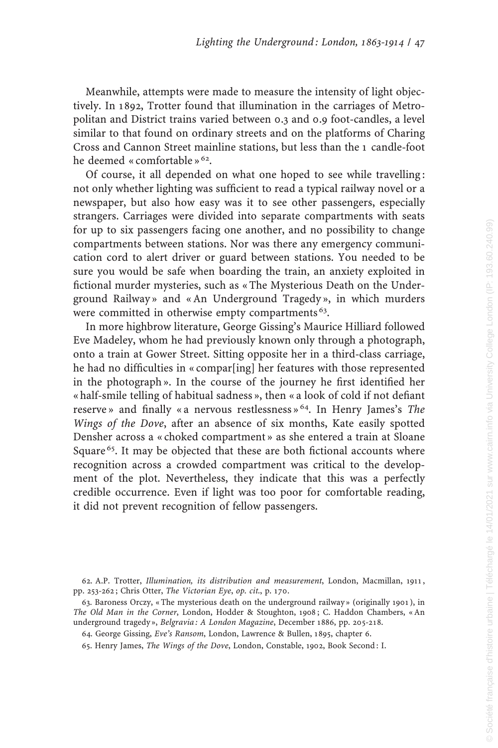Meanwhile, attempts were made to measure the intensity of light objectively. In 1892, Trotter found that illumination in the carriages of Metropolitan and District trains varied between 0.3 and 0.9 foot-candles, a level similar to that found on ordinary streets and on the platforms of Charing Cross and Cannon Street mainline stations, but less than the 1 candle-foot he deemed « comfortable »[62].

Of course, it all depended on what one hoped to see while travelling: not only whether lighting was sufficient to read a typical railway novel or a newspaper, but also how easy was it to see other passengers, especially strangers. Carriages were divided into separate compartments with seats for up to six passengers facing one another, and no possibility to change compartments between stations. Nor was there any emergency communication cord to alert driver or guard between stations. You needed to be sure you would be safe when boarding the train, an anxiety exploited in fictional murder mysteries, such as « The Mysterious Death on the Underground Railway » and « An Underground Tragedy », in which murders were committed in otherwise empty compartments[63].

In more highbrow literature, George Gissing's Maurice Hilliard followed Eve Madeley, whom he had previously known only through a photograph, onto a train at Gower Street. Sitting opposite her in a third-class carriage, he had no difficulties in « compar[ing] her features with those represented in the photograph ». In the course of the journey he first identified her « half-smile telling of habitual sadness », then « a look of cold if not defiant reserve » and finally « a nervous restlessness »[64]. In Henry James's *The Wings of the Dove*, after an absence of six months, Kate easily spotted Densher across a « choked compartment » as she entered a train at Sloane Square[65]. It may be objected that these are both fictional accounts where recognition across a crowded compartment was critical to the development of the plot. Nevertheless, they indicate that this was a perfectly credible occurrence. Even if light was too poor for comfortable reading, it did not prevent recognition of fellow passengers.

62. A.P. Trotter, *Illumination, its distribution and measurement*, London, Macmillan, 1911, pp. 253-262; Chris Otter, *The Victorian Eye*, *op. cit.*, p. 170.

63. Baroness Orczy, « The mysterious death on the underground railway » (originally 1901), in *The Old Man in the Corner*, London, Hodder & Stoughton, 1908; C. Haddon Chambers, « An underground tragedy », *Belgravia: A London Magazine*, December 1886, pp. 205-218.

64. George Gissing, *Eve's Ransom*, London, Lawrence & Bullen, 1895, chapter 6.

65. Henry James, *The Wings of the Dove*, London, Constable, 1902, Book Second: I.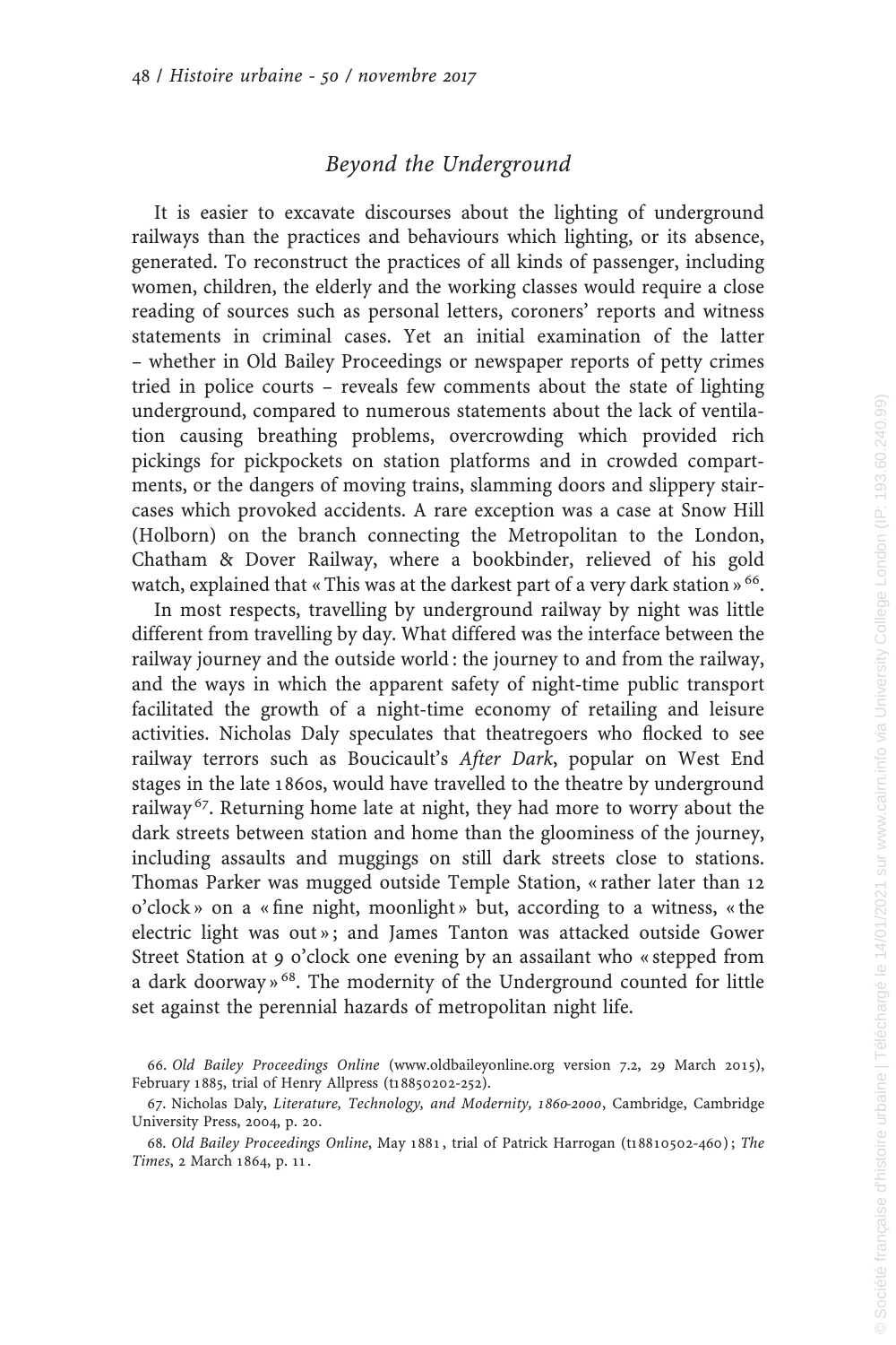## *Beyond the Underground*

It is easier to excavate discourses about the lighting of underground railways than the practices and behaviours which lighting, or its absence, generated. To reconstruct the practices of all kinds of passenger, including women, children, the elderly and the working classes would require a close reading of sources such as personal letters, coroners' reports and witness statements in criminal cases. Yet an initial examination of the latter – whether in Old Bailey Proceedings or newspaper reports of petty crimes tried in police courts – reveals few comments about the state of lighting underground, compared to numerous statements about the lack of ventilation causing breathing problems, overcrowding which provided rich pickings for pickpockets on station platforms and in crowded compartments, or the dangers of moving trains, slamming doors and slippery staircases which provoked accidents. A rare exception was a case at Snow Hill (Holborn) on the branch connecting the Metropolitan to the London, Chatham & Dover Railway, where a bookbinder, relieved of his gold watch, explained that « This was at the darkest part of a very dark station »[66].

In most respects, travelling by underground railway by night was little different from travelling by day. What differed was the interface between the railway journey and the outside world : the journey to and from the railway, and the ways in which the apparent safety of night-time public transport facilitated the growth of a night-time economy of retailing and leisure activities. Nicholas Daly speculates that theatregoers who flocked to see railway terrors such as Boucicault's *After Dark*, popular on West End stages in the late 1860s, would have travelled to the theatre by underground railway[67]. Returning home late at night, they had more to worry about the dark streets between station and home than the gloominess of the journey, including assaults and muggings on still dark streets close to stations. Thomas Parker was mugged outside Temple Station, « rather later than 12 o'clock » on a « fine night, moonlight » but, according to a witness, « the electric light was out » ; and James Tanton was attacked outside Gower Street Station at 9 o'clock one evening by an assailant who « stepped from a dark doorway »[68]. The modernity of the Underground counted for little set against the perennial hazards of metropolitan night life.

66. *Old Bailey Proceedings Online* (www.oldbaileyonline.org version 7.2, 29 March 2015), February 1885, trial of Henry Allpress (t18850202-252).

67. Nicholas Daly, *Literature, Technology, and Modernity, 1860-2000*, Cambridge, Cambridge University Press, 2004, p. 20.

68. *Old Bailey Proceedings Online*, May 1881, trial of Patrick Harrogan (t18810502-460) ; *The Times*, 2 March 1864, p. 11.